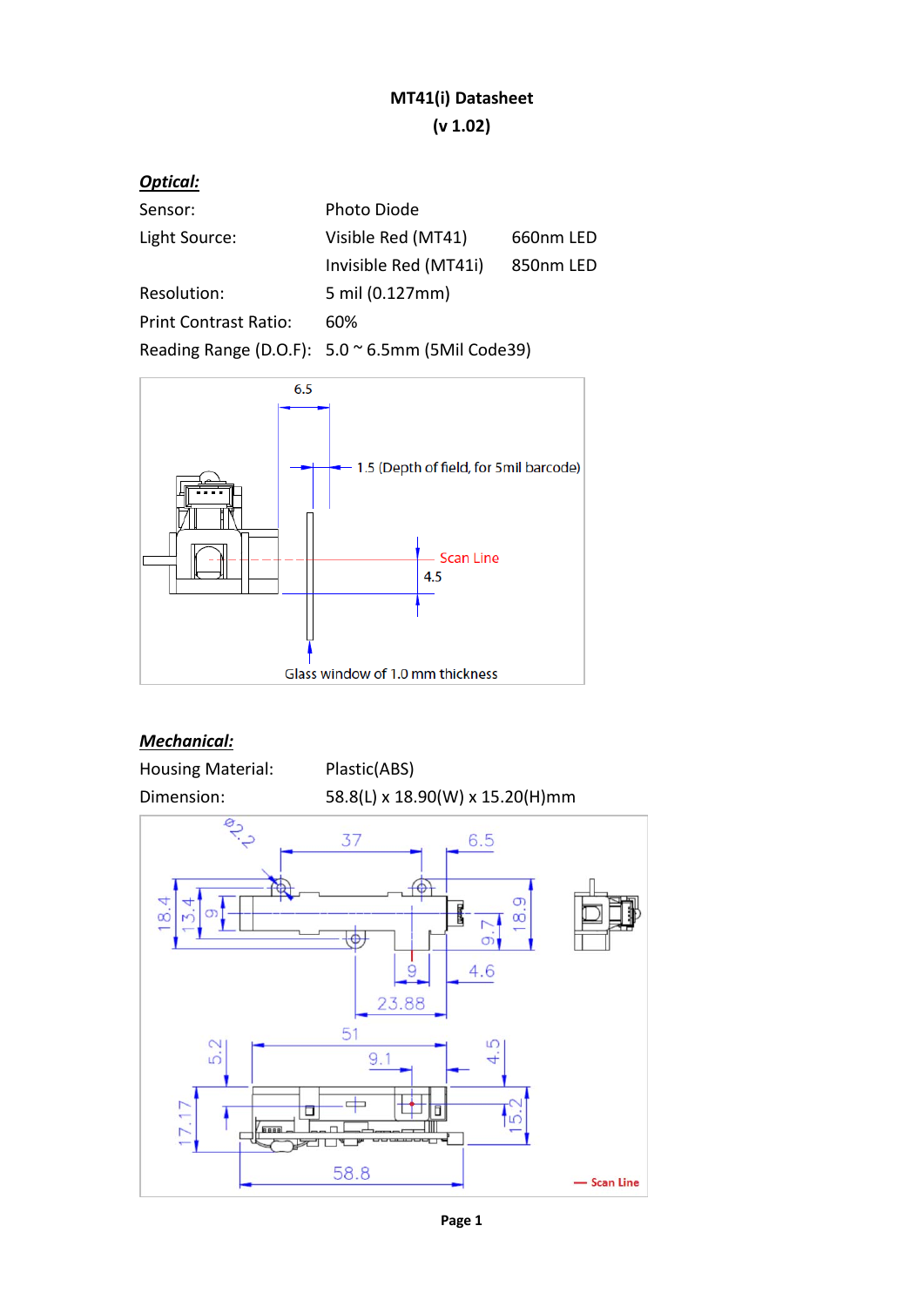# MT41(i) Datasheet

**(v 1.02)**

## *Optical:*

| | | |
|---|---|---|
| Sensor: | Photo Diode | |
| Light Source: | Visible Red (MT41) | 660nm LED |
| | Invisible Red (MT41i) | 850nm LED |
| Resolution: | 5 mil (0.127mm) | |
| Print Contrast Ratio: | 60% | |
| Reading Range (D.O.F): | 5.0 ~ 6.5mm (5Mil Code39) | |

## *Mechanical:*

| | |
|---|---|
| Housing Material: | Plastic(ABS) |
| Dimension: | 58.8(L) x 18.90(W) x 15.20(H)mm |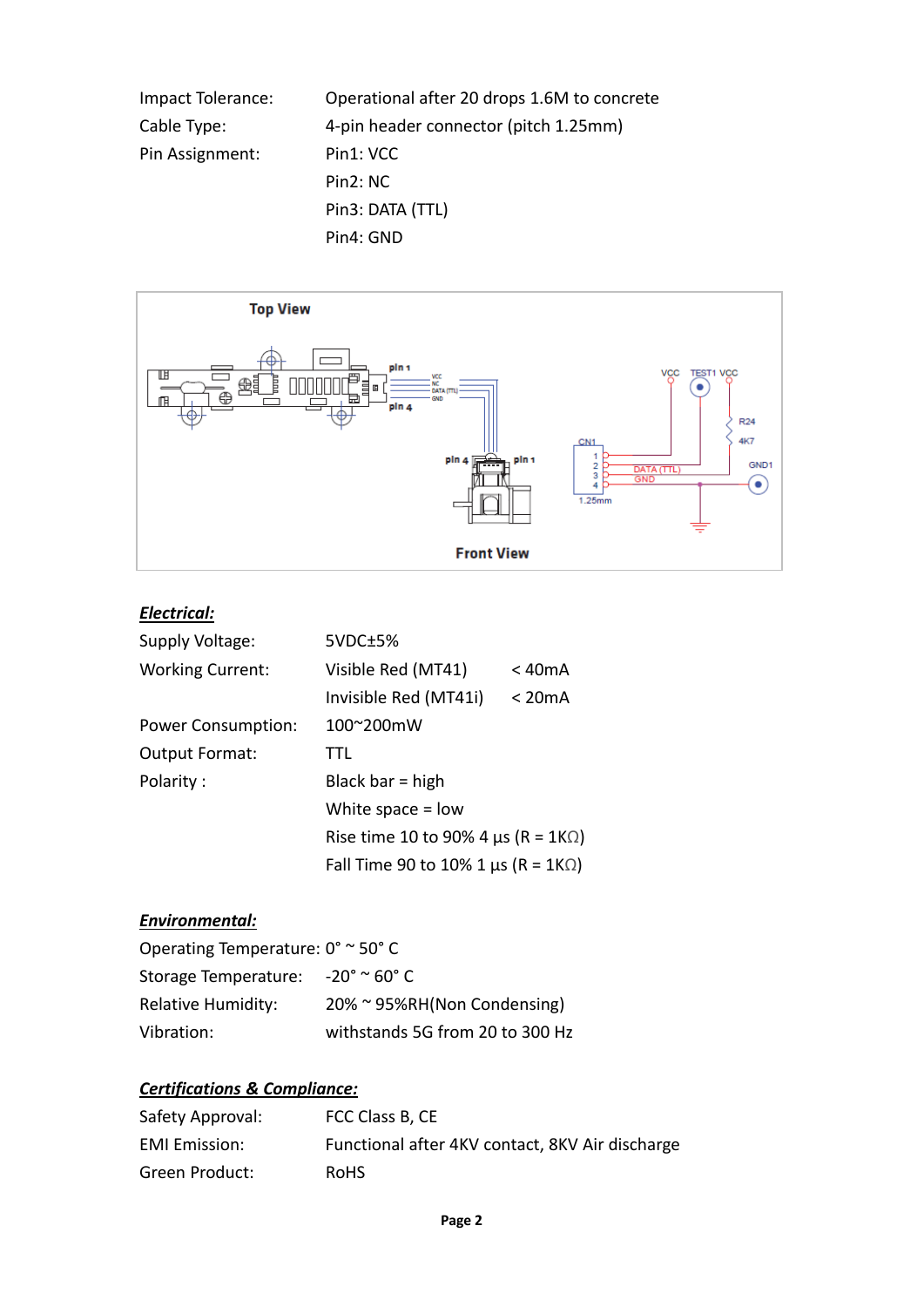| | |
|---|---|
| Impact Tolerance: | Operational after 20 drops 1.6M to concrete |
| Cable Type: | 4-pin header connector (pitch 1.25mm) |
| Pin Assignment: | Pin1: VCC |
| | Pin2: NC |
| | Pin3: DATA (TTL) |
| | Pin4: GND |

Top View

Front View

***Electrical:***

| | | |
|---|---|---|
| Supply Voltage: | 5VDC±5% | |
| Working Current: | Visible Red (MT41) | < 40mA |
| | Invisible Red (MT41i) | < 20mA |
| Power Consumption: | 100~200mW | |
| Output Format: | TTL | |
| Polarity : | Black bar = high | |
| | White space = low | |
| | Rise time 10 to 90% 4 µs (R = 1KΩ) | |
| | Fall Time 90 to 10% 1 µs (R = 1KΩ) | |

***Environmental:***

| | |
|---|---|
| Operating Temperature: | 0° ~ 50° C |
| Storage Temperature: | -20° ~ 60° C |
| Relative Humidity: | 20% ~ 95%RH(Non Condensing) |
| Vibration: | withstands 5G from 20 to 300 Hz |

***Certifications & Compliance:***

| | |
|---|---|
| Safety Approval: | FCC Class B, CE |
| EMI Emission: | Functional after 4KV contact, 8KV Air discharge |
| Green Product: | RoHS |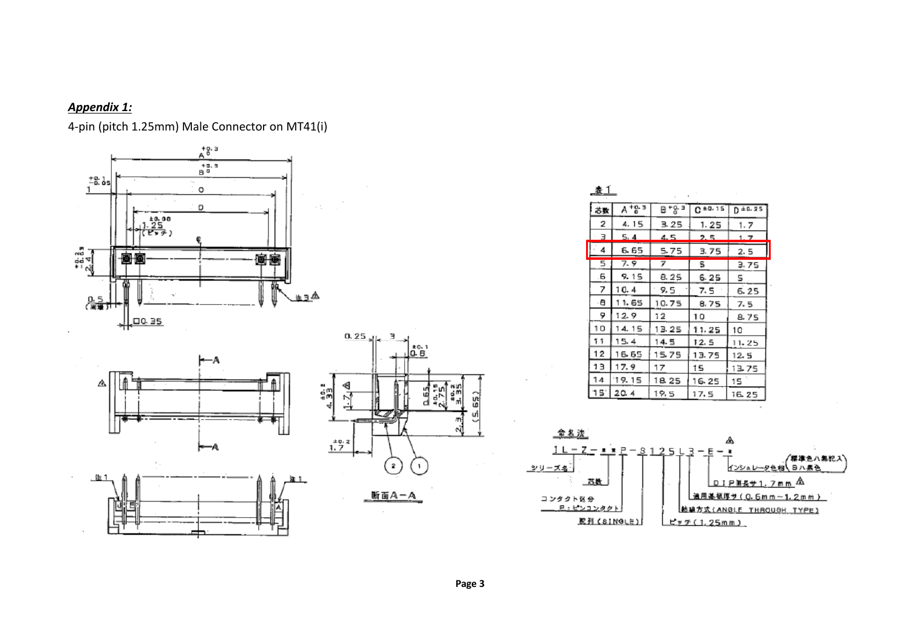***Appendix 1:***

4-pin (pitch 1.25mm) Male Connector on MT41(i)

表1

| 芯数 | A $^{+0.3}_{0}$ | B $^{+0.3}_{0}$ | C ±0.15 | D ±0.25 |
|---|---|---|---|---|
| 2 | 4.15 | 3.25 | 1.25 | 1.7 |
| 3 | 5.4 | 4.5 | 2.5 | 1.7 |
| 4 | 6.65 | 5.75 | 3.75 | 2.5 |
| 5 | 7.9 | 7 | 5 | 3.75 |
| 6 | 9.15 | 8.25 | 6.25 | 5 |
| 7 | 10.4 | 9.5 | 7.5 | 6.25 |
| 8 | 11.65 | 10.75 | 8.75 | 7.5 |
| 9 | 12.9 | 12 | 10 | 8.75 |
| 10 | 14.15 | 13.25 | 11.25 | 10 |
| 11 | 15.4 | 14.5 | 12.5 | 11.25 |
| 12 | 16.65 | 15.75 | 13.75 | 12.5 |
| 13 | 17.9 | 17 | 15 | 13.75 |
| 14 | 19.15 | 18.25 | 16.25 | 15 |
| 15 | 20.4 | 19.5 | 17.5 | 16.25 |

命名法

1L-Z-＊＊P-S125L3-E-＊

- シリーズ名
- 芯数
- コンタクト区分 P：ピンコンタクト
- 配列 (SINGLE)
- ピッチ (1.25mm)
- 結線方式 (ANGLE THROUGH TYPE)
- 適用基板厚サ (0.6mm~1.2mm)
- DIP部長サ1.7mm
- インシュレータ色相 (標準色ハ無記入) Bハ黒色

断面A－A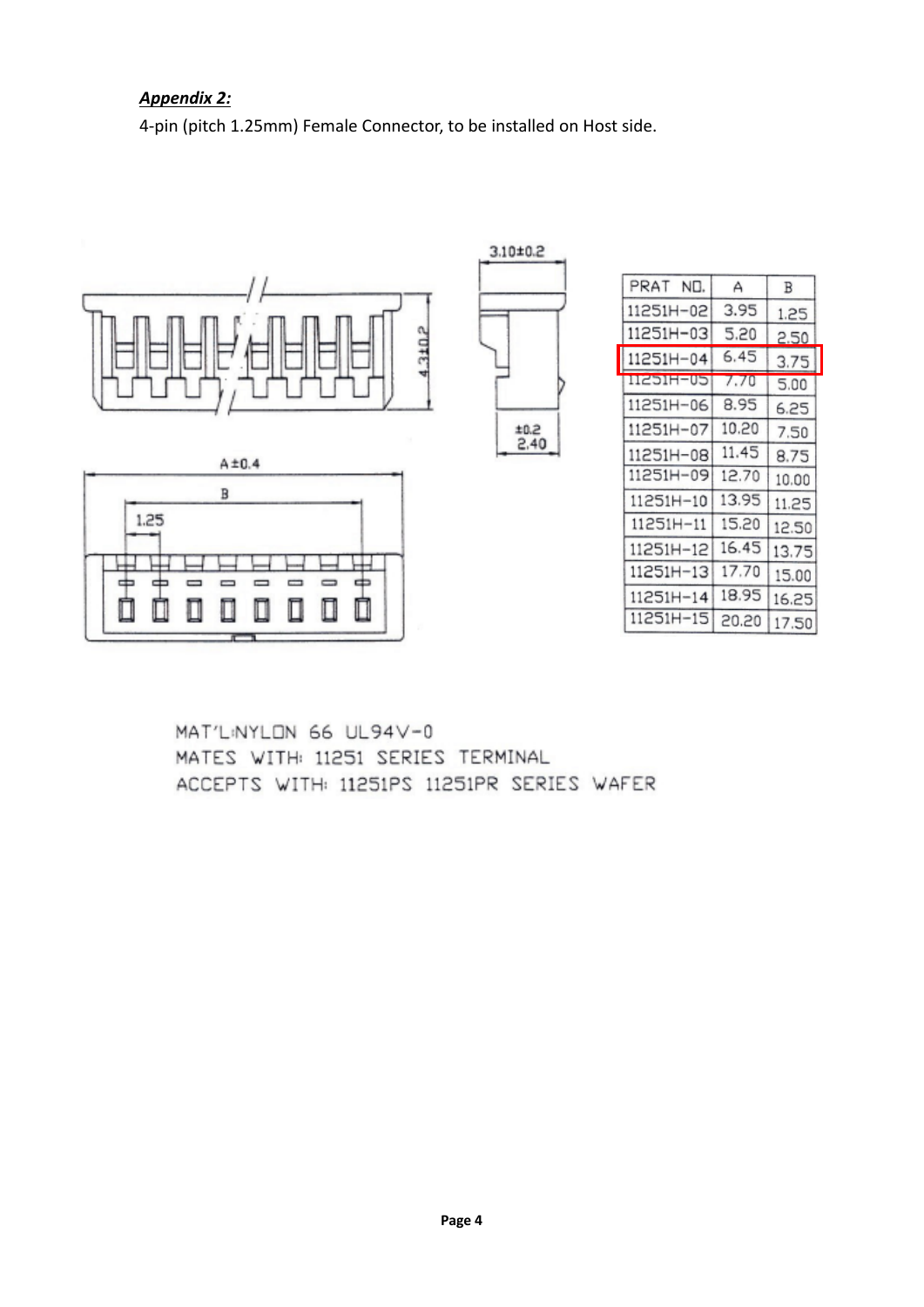***Appendix 2:***

4-pin (pitch 1.25mm) Female Connector, to be installed on Host side.

3.10±0.2

4.3±0.2

±0.2
2.40

A±0.4

B

1.25

| PRAT NO. | A | B |
|---|---|---|
| 11251H-02 | 3.95 | 1.25 |
| 11251H-03 | 5.20 | 2.50 |
| 11251H-04 | 6.45 | 3.75 |
| 11251H-05 | 7.70 | 5.00 |
| 11251H-06 | 8.95 | 6.25 |
| 11251H-07 | 10.20 | 7.50 |
| 11251H-08 | 11.45 | 8.75 |
| 11251H-09 | 12.70 | 10.00 |
| 11251H-10 | 13.95 | 11.25 |
| 11251H-11 | 15.20 | 12.50 |
| 11251H-12 | 16.45 | 13.75 |
| 11251H-13 | 17.70 | 15.00 |
| 11251H-14 | 18.95 | 16.25 |
| 11251H-15 | 20.20 | 17.50 |

MAT'L:NYLON 66 UL94V-0

MATES WITH: 11251 SERIES TERMINAL

ACCEPTS WITH: 11251PS 11251PR SERIES WAFER